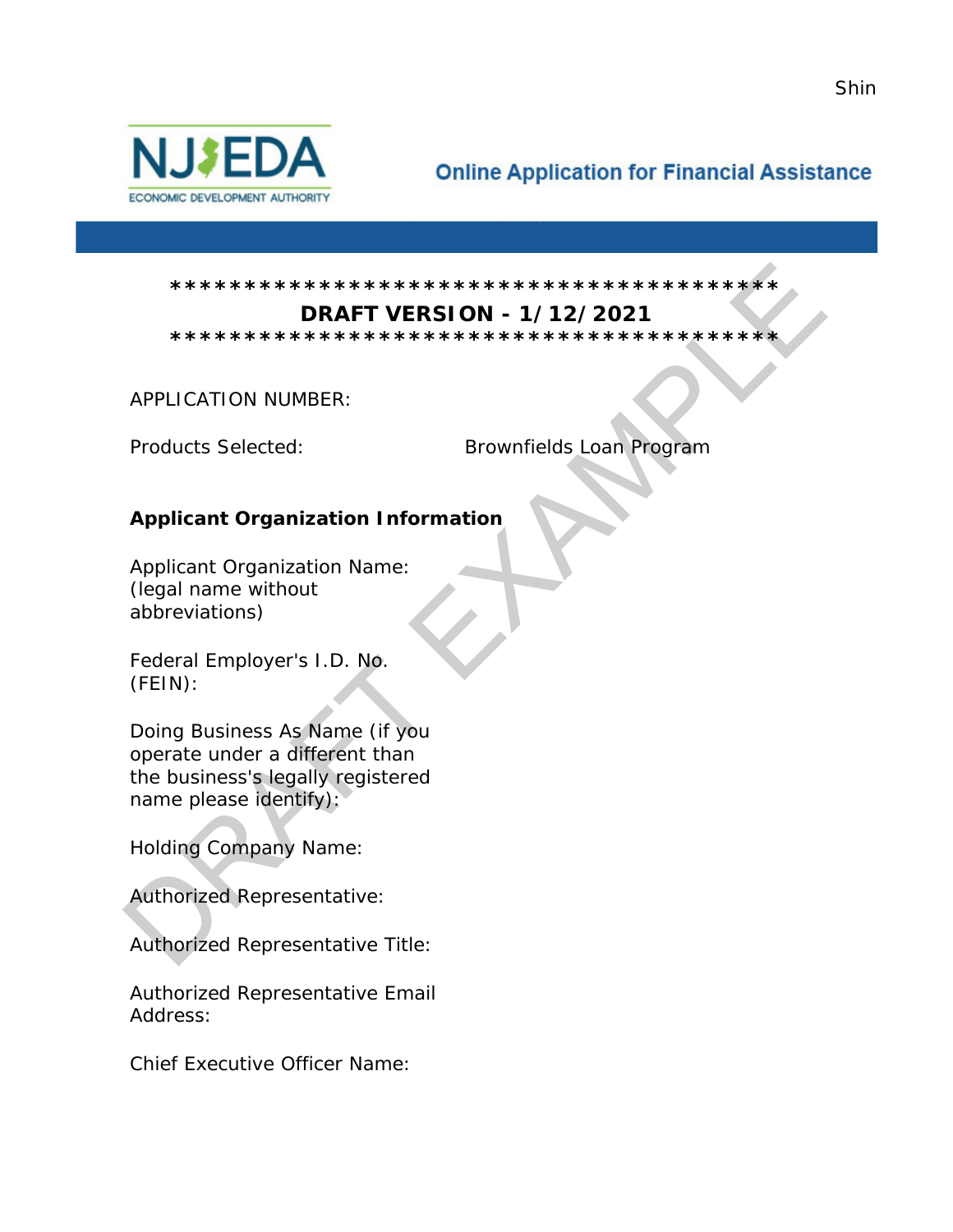Online Application for Financial Assistance

****************************************

**DRAFT VERSION - 1/12/2021**

****************************************

APPLICATION NUMBER:

Products Selected: Brownfields Loan Program

**Applicant Organization Information**

Applicant Organization Name: (legal name without abbreviations)

Federal Employer's I.D. No. (FEIN):

Doing Business As Name (if you operate under a different than the business's legally registered name please identify):

Holding Company Name:

Authorized Representative:

Authorized Representative Title:

Authorized Representative Email Address:

Chief Executive Officer Name: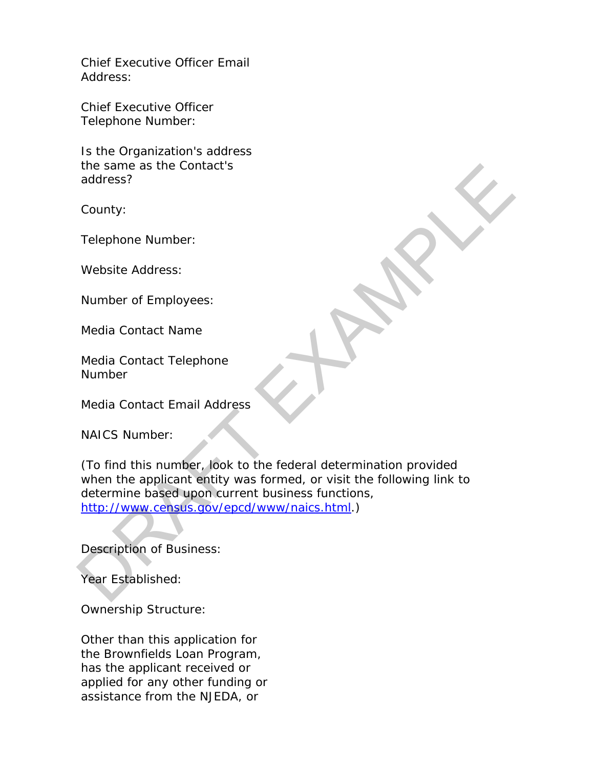Chief Executive Officer Email Address:

Chief Executive Officer Telephone Number:

Is the Organization's address the same as the Contact's address?

County:

Telephone Number:

Website Address:

Number of Employees:

Media Contact Name

Media Contact Telephone Number

Media Contact Email Address

NAICS Number:

(To find this number, look to the federal determination provided when the applicant entity was formed, or visit the following link to determine based upon current business functions, [http://www.census.gov/epcd/www/naics.html](http://www.census.gov/epcd/www/naics.html).)

Description of Business:

Year Established:

Ownership Structure:

Other than this application for the Brownfields Loan Program, has the applicant received or applied for any other funding or assistance from the NJEDA, or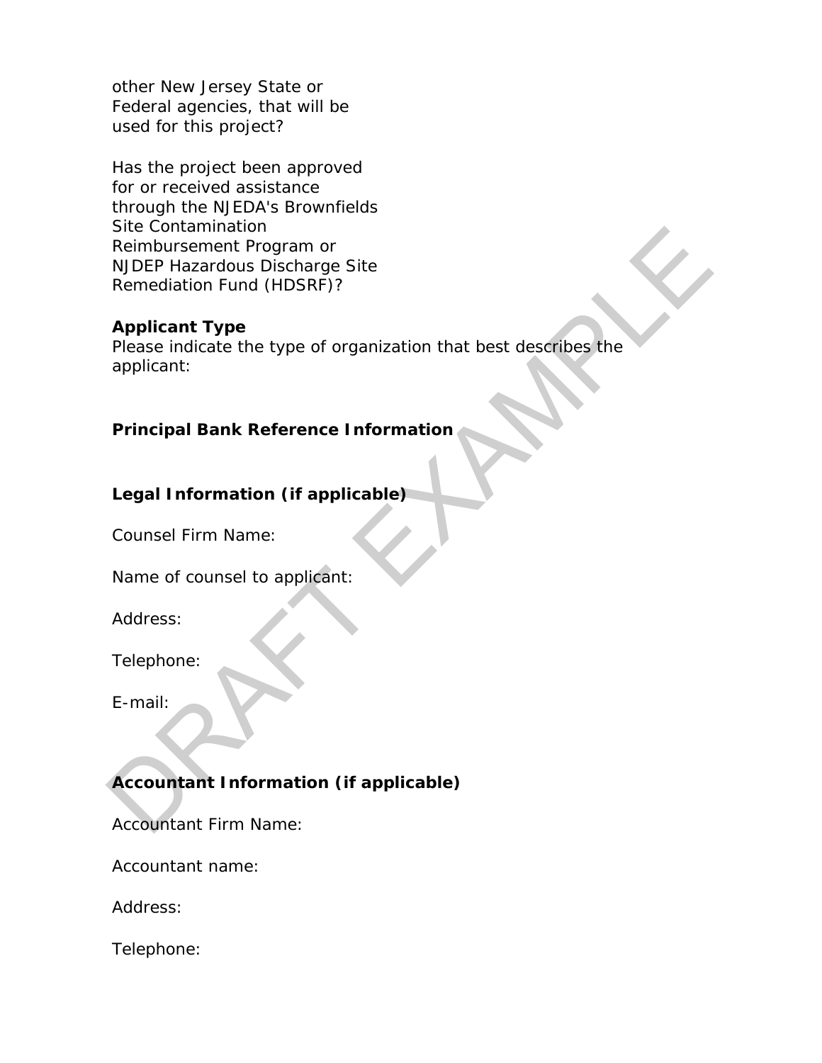other New Jersey State or Federal agencies, that will be used for this project?

Has the project been approved for or received assistance through the NJEDA's Brownfields Site Contamination Reimbursement Program or NJDEP Hazardous Discharge Site Remediation Fund (HDSRF)?

**Applicant Type**

Please indicate the type of organization that best describes the applicant:

**Principal Bank Reference Information**

**Legal Information (if applicable)**

Counsel Firm Name:

Name of counsel to applicant:

Address:

Telephone:

E-mail:

**Accountant Information (if applicable)**

Accountant Firm Name:

Accountant name:

Address:

Telephone: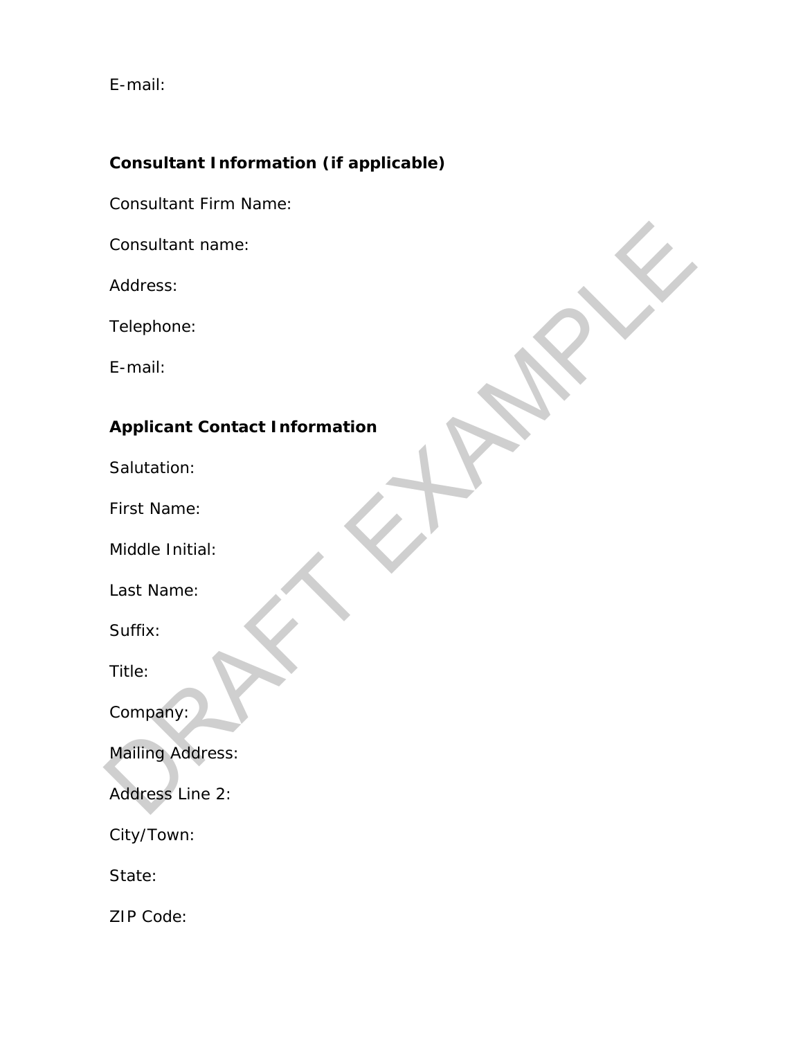E-mail:

**Consultant Information (if applicable)**

Consultant Firm Name:

Consultant name:

Address:

Telephone:

E-mail:

**Applicant Contact Information**

Salutation:

First Name:

Middle Initial:

Last Name:

Suffix:

Title:

Company:

Mailing Address:

Address Line 2:

City/Town:

State:

ZIP Code: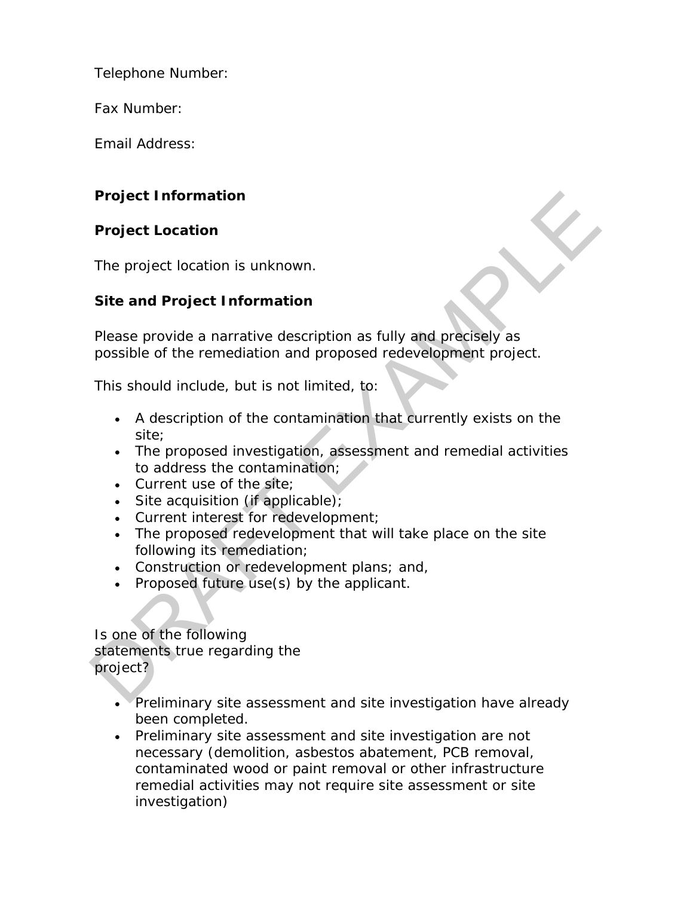Telephone Number:

Fax Number:

Email Address:

**Project Information**

**Project Location**

The project location is unknown.

**Site and Project Information**

Please provide a narrative description as fully and precisely as possible of the remediation and proposed redevelopment project.

This should include, but is not limited, to:

- A description of the contamination that currently exists on the site;
- The proposed investigation, assessment and remedial activities to address the contamination;
- Current use of the site;
- Site acquisition (if applicable);
- Current interest for redevelopment;
- The proposed redevelopment that will take place on the site following its remediation;
- Construction or redevelopment plans; and,
- Proposed future use(s) by the applicant.

Is one of the following statements true regarding the project?

- Preliminary site assessment and site investigation have already been completed.
- Preliminary site assessment and site investigation are not necessary (demolition, asbestos abatement, PCB removal, contaminated wood or paint removal or other infrastructure remedial activities may not require site assessment or site investigation)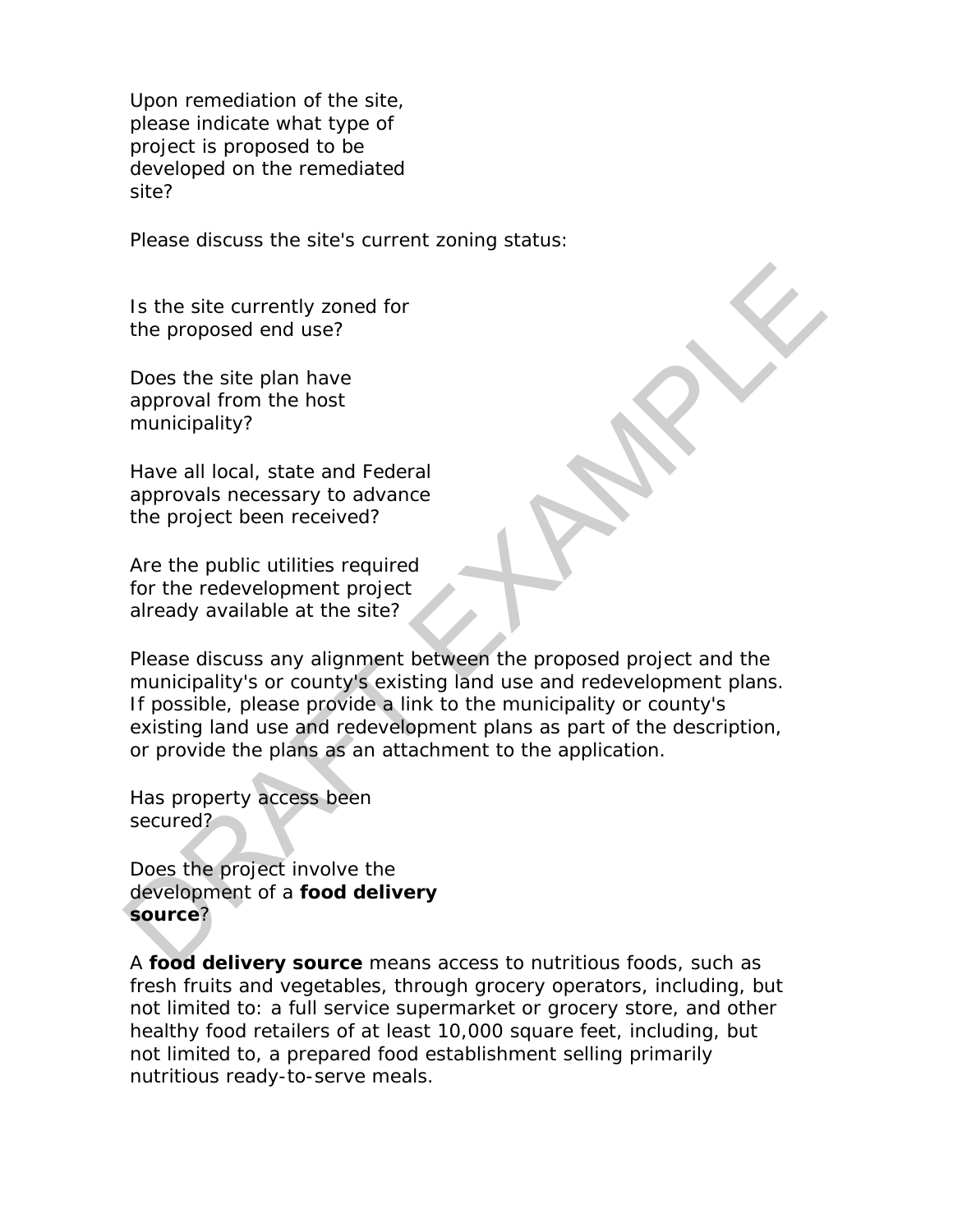Upon remediation of the site, please indicate what type of project is proposed to be developed on the remediated site?

Please discuss the site's current zoning status:

Is the site currently zoned for the proposed end use?

Does the site plan have approval from the host municipality?

Have all local, state and Federal approvals necessary to advance the project been received?

Are the public utilities required for the redevelopment project already available at the site?

Please discuss any alignment between the proposed project and the municipality's or county's existing land use and redevelopment plans. If possible, please provide a link to the municipality or county's existing land use and redevelopment plans as part of the description, or provide the plans as an attachment to the application.

Has property access been secured?

Does the project involve the development of a **food delivery source**?

A **food delivery source** means access to nutritious foods, such as fresh fruits and vegetables, through grocery operators, including, but not limited to: a full service supermarket or grocery store, and other healthy food retailers of at least 10,000 square feet, including, but not limited to, a prepared food establishment selling primarily nutritious ready-to-serve meals.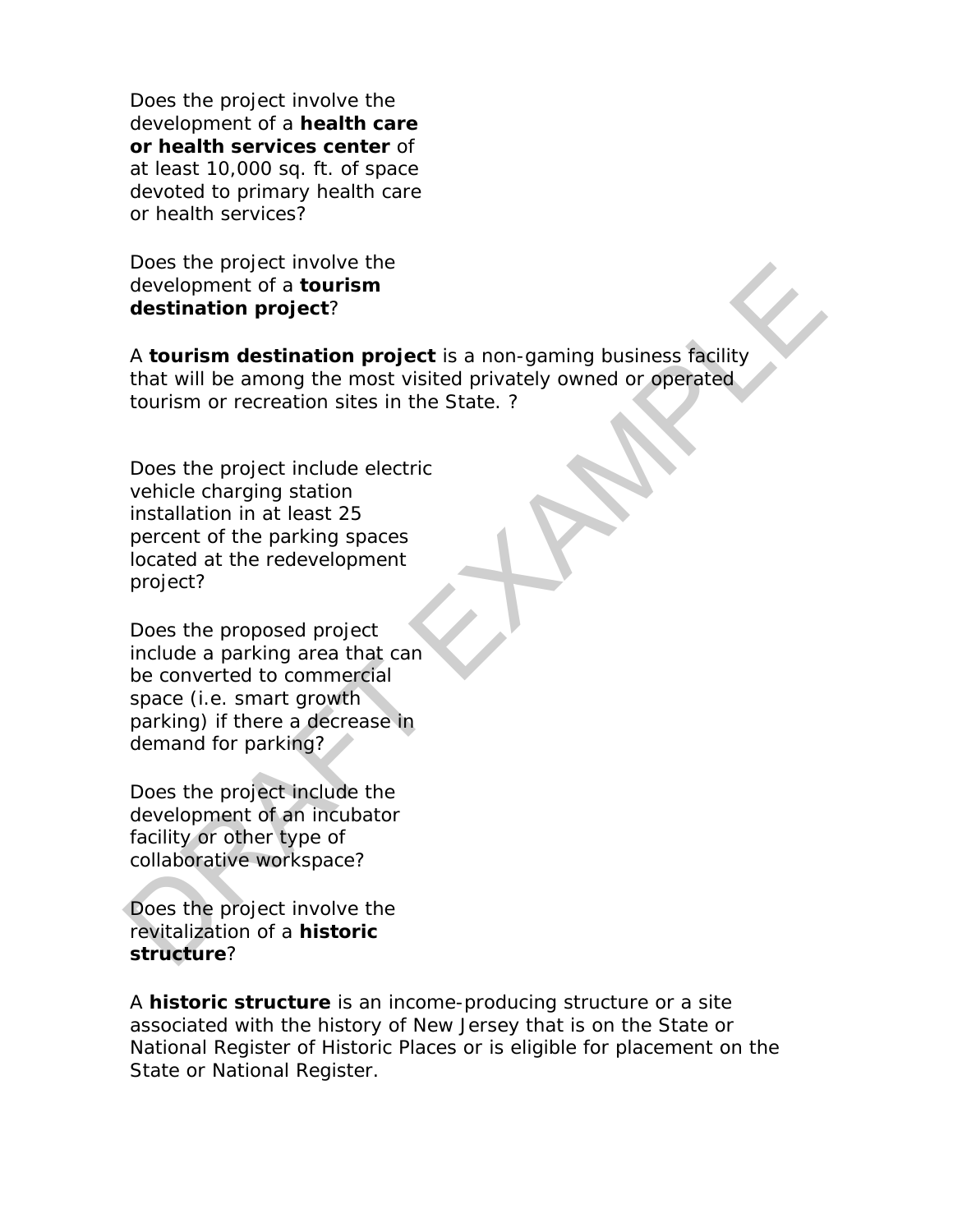Does the project involve the development of a **health care or health services center** of at least 10,000 sq. ft. of space devoted to primary health care or health services?

Does the project involve the development of a **tourism destination project**?

A **tourism destination project** is a non-gaming business facility that will be among the most visited privately owned or operated tourism or recreation sites in the State. ?

Does the project include electric vehicle charging station installation in at least 25 percent of the parking spaces located at the redevelopment project?

Does the proposed project include a parking area that can be converted to commercial space (i.e. smart growth parking) if there a decrease in demand for parking?

Does the project include the development of an incubator facility or other type of collaborative workspace?

Does the project involve the revitalization of a **historic structure**?

A **historic structure** is an income-producing structure or a site associated with the history of New Jersey that is on the State or National Register of Historic Places or is eligible for placement on the State or National Register.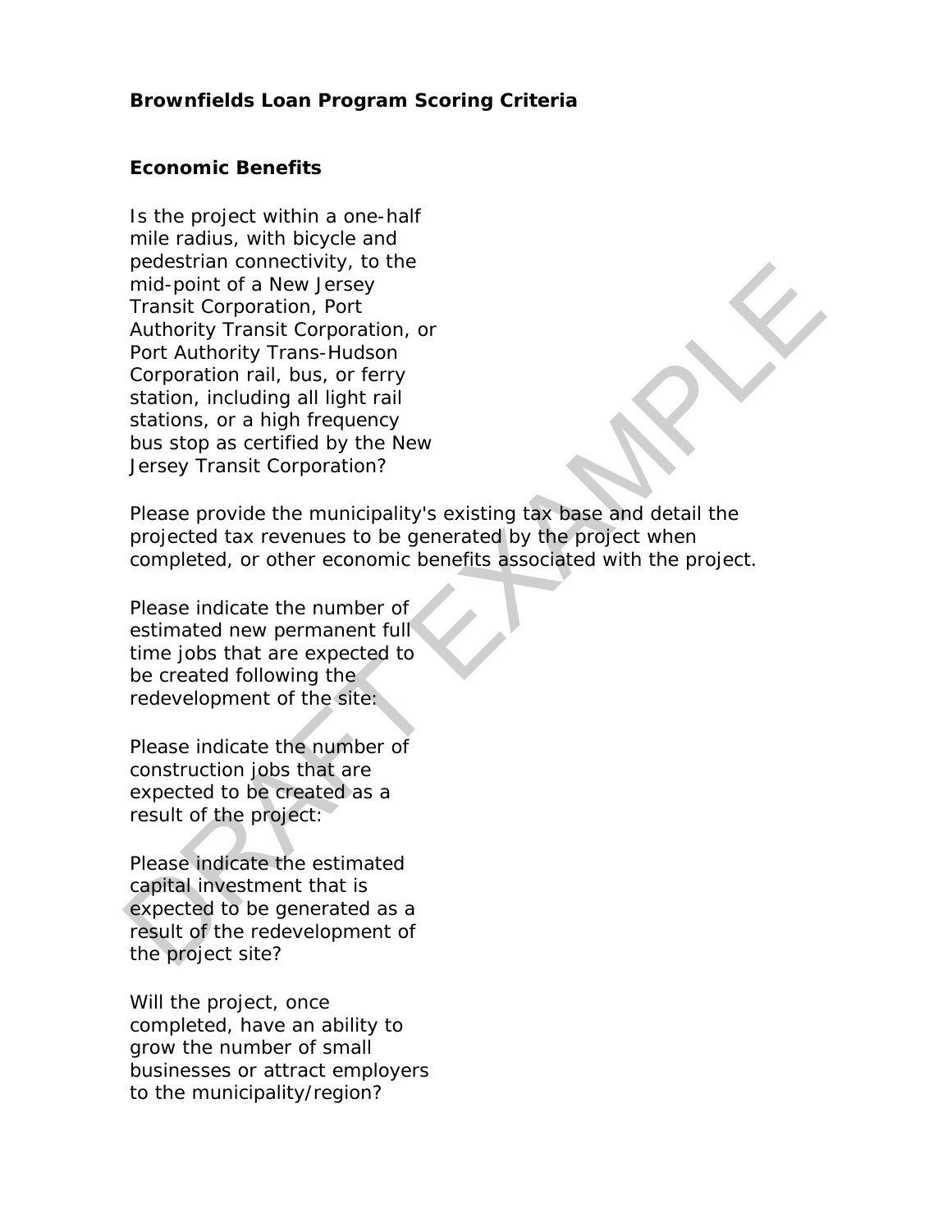## Brownfields Loan Program Scoring Criteria

### Economic Benefits

Is the project within a one-half mile radius, with bicycle and pedestrian connectivity, to the mid-point of a New Jersey Transit Corporation, Port Authority Transit Corporation, or Port Authority Trans-Hudson Corporation rail, bus, or ferry station, including all light rail stations, or a high frequency bus stop as certified by the New Jersey Transit Corporation?

Please provide the municipality's existing tax base and detail the projected tax revenues to be generated by the project when completed, or other economic benefits associated with the project.

Please indicate the number of estimated new permanent full time jobs that are expected to be created following the redevelopment of the site:

Please indicate the number of construction jobs that are expected to be created as a result of the project:

Please indicate the estimated capital investment that is expected to be generated as a result of the redevelopment of the project site?

Will the project, once completed, have an ability to grow the number of small businesses or attract employers to the municipality/region?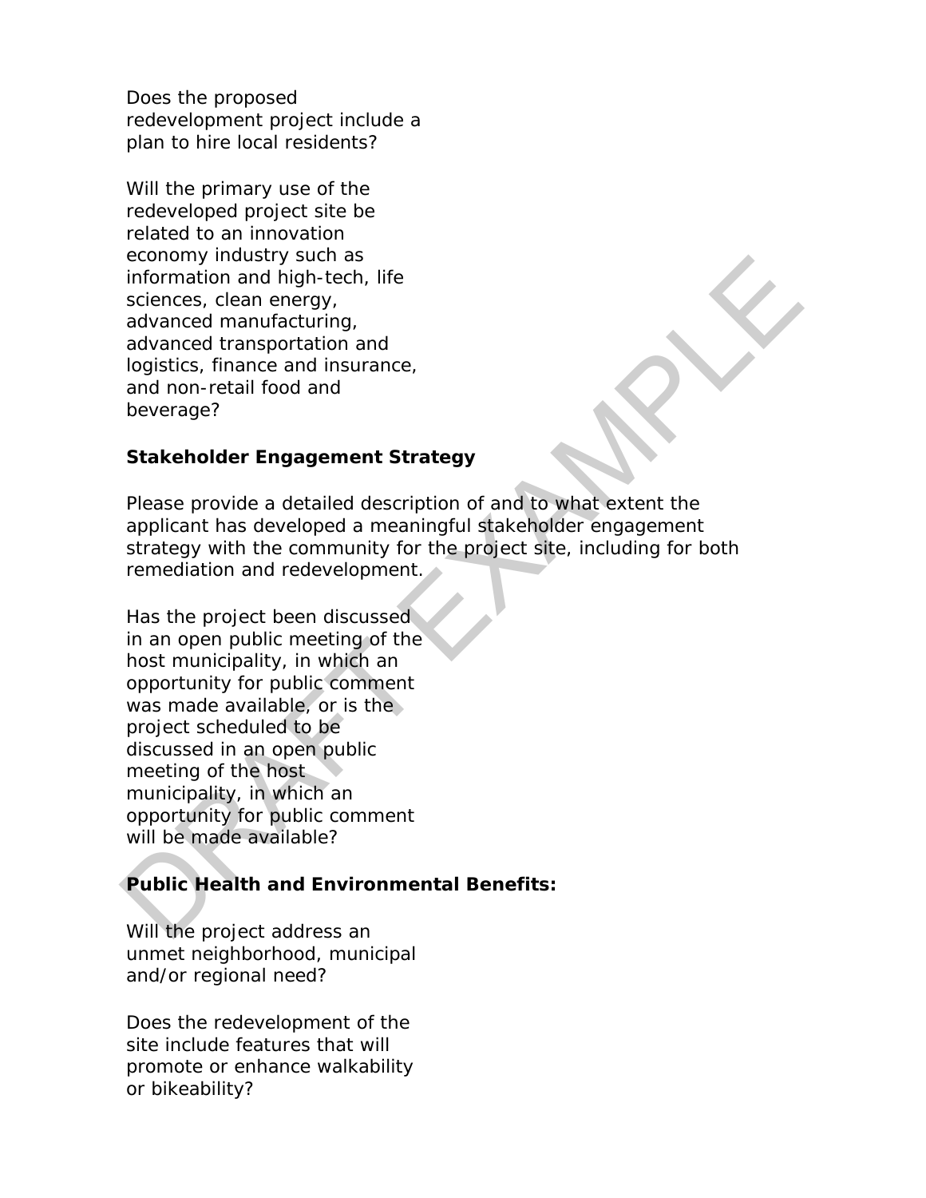Does the proposed redevelopment project include a plan to hire local residents?

Will the primary use of the redeveloped project site be related to an innovation economy industry such as information and high-tech, life sciences, clean energy, advanced manufacturing, advanced transportation and logistics, finance and insurance, and non-retail food and beverage?

**Stakeholder Engagement Strategy**

Please provide a detailed description of and to what extent the applicant has developed a meaningful stakeholder engagement strategy with the community for the project site, including for both remediation and redevelopment.

Has the project been discussed in an open public meeting of the host municipality, in which an opportunity for public comment was made available, or is the project scheduled to be discussed in an open public meeting of the host municipality, in which an opportunity for public comment will be made available?

**Public Health and Environmental Benefits:**

Will the project address an unmet neighborhood, municipal and/or regional need?

Does the redevelopment of the site include features that will promote or enhance walkability or bikeability?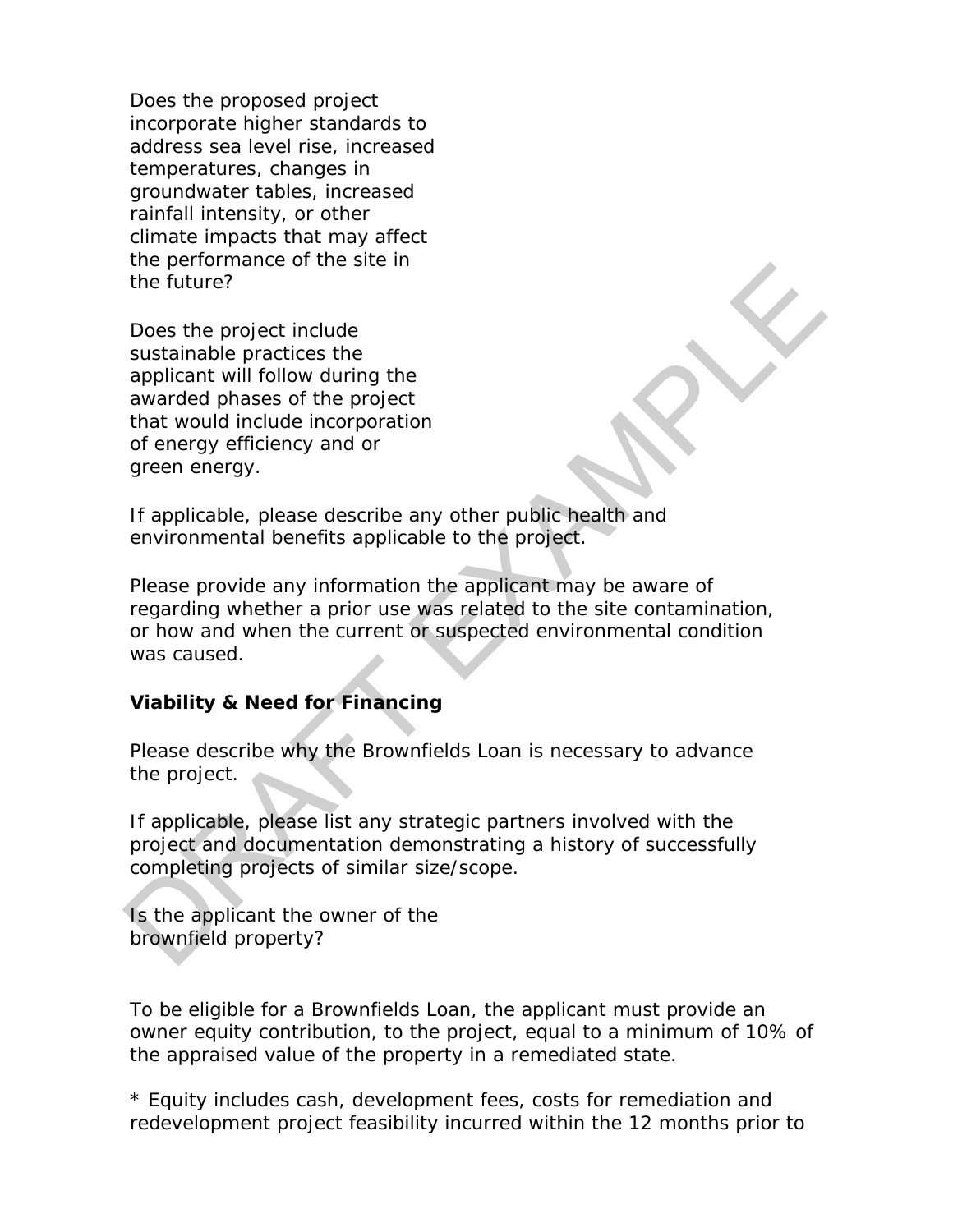Does the proposed project incorporate higher standards to address sea level rise, increased temperatures, changes in groundwater tables, increased rainfall intensity, or other climate impacts that may affect the performance of the site in the future?

Does the project include sustainable practices the applicant will follow during the awarded phases of the project that would include incorporation of energy efficiency and or green energy.

If applicable, please describe any other public health and environmental benefits applicable to the project.

Please provide any information the applicant may be aware of regarding whether a prior use was related to the site contamination, or how and when the current or suspected environmental condition was caused.

**Viability & Need for Financing**

Please describe why the Brownfields Loan is necessary to advance the project.

If applicable, please list any strategic partners involved with the project and documentation demonstrating a history of successfully completing projects of similar size/scope.

Is the applicant the owner of the brownfield property?

To be eligible for a Brownfields Loan, the applicant must provide an owner equity contribution, to the project, equal to a minimum of 10% of the appraised value of the property in a remediated state.

* Equity includes cash, development fees, costs for remediation and redevelopment project feasibility incurred within the 12 months prior to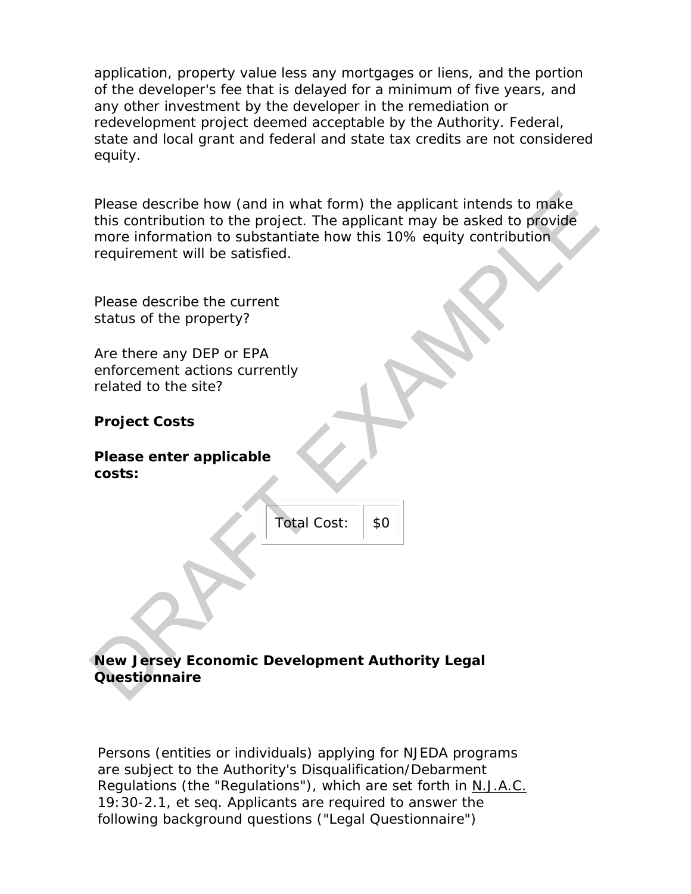application, property value less any mortgages or liens, and the portion of the developer's fee that is delayed for a minimum of five years, and any other investment by the developer in the remediation or redevelopment project deemed acceptable by the Authority. Federal, state and local grant and federal and state tax credits are not considered equity.

Please describe how (and in what form) the applicant intends to make this contribution to the project. The applicant may be asked to provide more information to substantiate how this 10% equity contribution requirement will be satisfied.

Please describe the current status of the property?

Are there any DEP or EPA enforcement actions currently related to the site?

**Project Costs**

**Please enter applicable costs:**

| Total Cost: | $0 |
|---|---|

**New Jersey Economic Development Authority Legal Questionnaire**

Persons (entities or individuals) applying for NJEDA programs are subject to the Authority's Disqualification/Debarment Regulations (the "Regulations"), which are set forth in N.J.A.C. 19:30-2.1, et seq. Applicants are required to answer the following background questions ("Legal Questionnaire")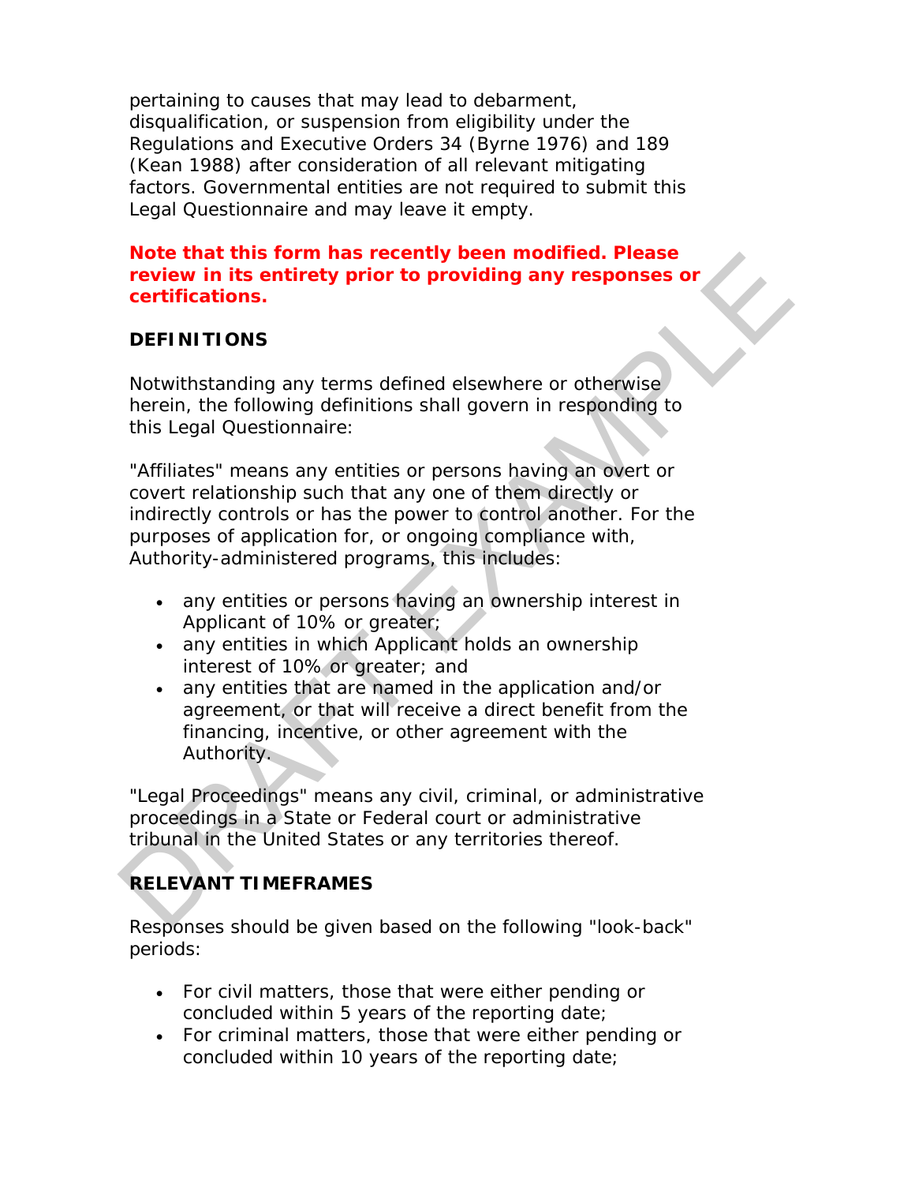pertaining to causes that may lead to debarment, disqualification, or suspension from eligibility under the Regulations and Executive Orders 34 (Byrne 1976) and 189 (Kean 1988) after consideration of all relevant mitigating factors. Governmental entities are not required to submit this Legal Questionnaire and may leave it empty.

**Note that this form has recently been modified. Please review in its entirety prior to providing any responses or certifications.**

**DEFINITIONS**

Notwithstanding any terms defined elsewhere or otherwise herein, the following definitions shall govern in responding to this Legal Questionnaire:

"Affiliates" means any entities or persons having an overt or covert relationship such that any one of them directly or indirectly controls or has the power to control another. For the purposes of application for, or ongoing compliance with, Authority-administered programs, this includes:

- any entities or persons having an ownership interest in Applicant of 10% or greater;
- any entities in which Applicant holds an ownership interest of 10% or greater; and
- any entities that are named in the application and/or agreement, or that will receive a direct benefit from the financing, incentive, or other agreement with the Authority.

"Legal Proceedings" means any civil, criminal, or administrative proceedings in a State or Federal court or administrative tribunal in the United States or any territories thereof.

**RELEVANT TIMEFRAMES**

Responses should be given based on the following "look-back" periods:

- For civil matters, those that were either pending or concluded within 5 years of the reporting date;
- For criminal matters, those that were either pending or concluded within 10 years of the reporting date;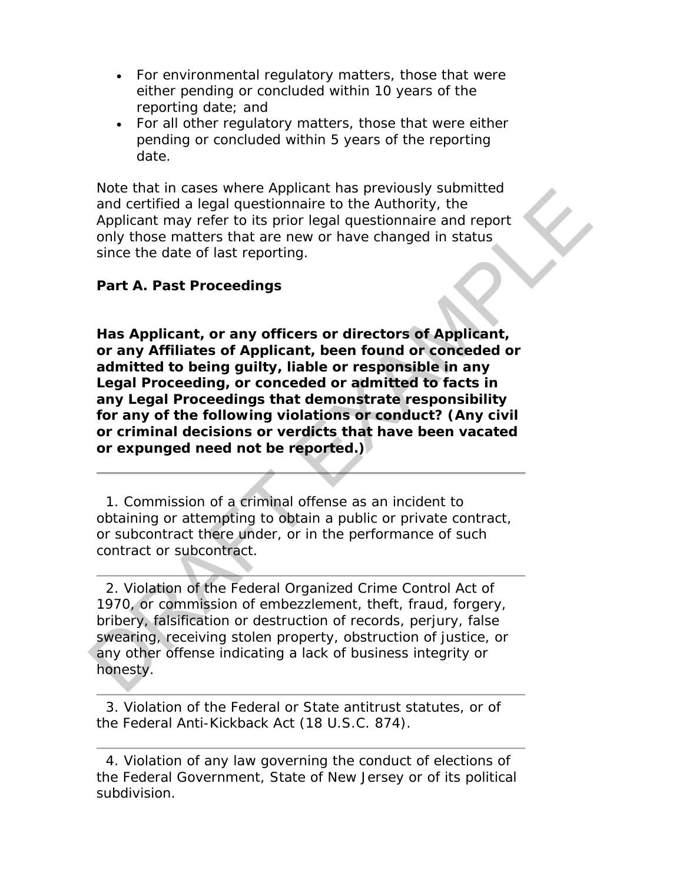- For environmental regulatory matters, those that were either pending or concluded within 10 years of the reporting date; and
- For all other regulatory matters, those that were either pending or concluded within 5 years of the reporting date.

Note that in cases where Applicant has previously submitted and certified a legal questionnaire to the Authority, the Applicant may refer to its prior legal questionnaire and report only those matters that are new or have changed in status since the date of last reporting.

**Part A. Past Proceedings**

**Has Applicant, or any officers or directors of Applicant, or any Affiliates of Applicant, been found or conceded or admitted to being guilty, liable or responsible in any Legal Proceeding, or conceded or admitted to facts in any Legal Proceedings that demonstrate responsibility for any of the following violations or conduct? (Any civil or criminal decisions or verdicts that have been vacated or expunged need not be reported.)**

---

1. Commission of a criminal offense as an incident to obtaining or attempting to obtain a public or private contract, or subcontract there under, or in the performance of such contract or subcontract.

---

2. Violation of the Federal Organized Crime Control Act of 1970, or commission of embezzlement, theft, fraud, forgery, bribery, falsification or destruction of records, perjury, false swearing, receiving stolen property, obstruction of justice, or any other offense indicating a lack of business integrity or honesty.

---

3. Violation of the Federal or State antitrust statutes, or of the Federal Anti-Kickback Act (18 U.S.C. 874).

---

4. Violation of any law governing the conduct of elections of the Federal Government, State of New Jersey or of its political subdivision.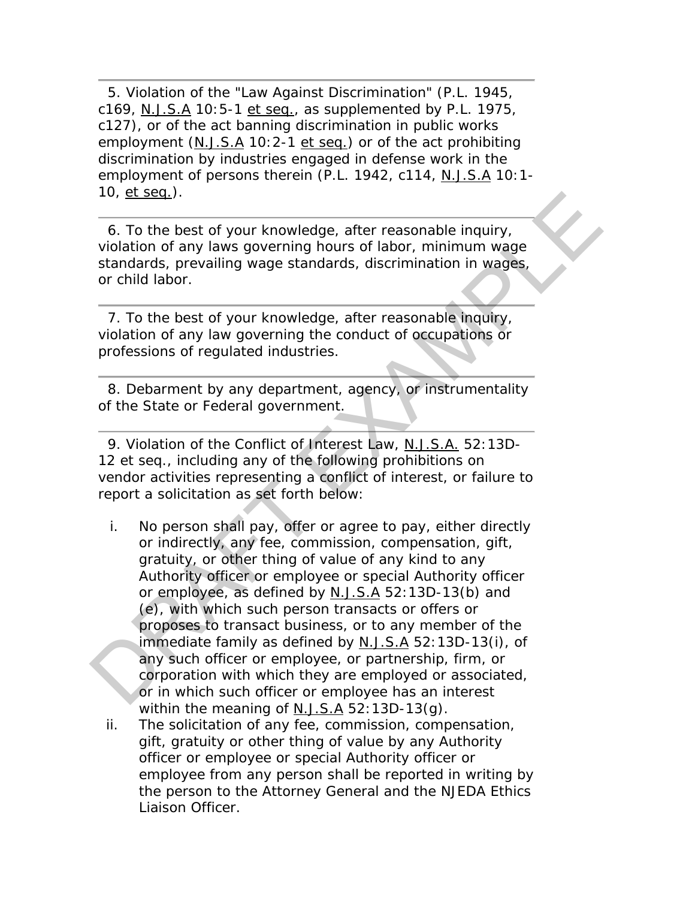5. Violation of the "Law Against Discrimination" (P.L. 1945, c169, N.J.S.A 10:5-1 et seq., as supplemented by P.L. 1975, c127), or of the act banning discrimination in public works employment (N.J.S.A 10:2-1 et seq.) or of the act prohibiting discrimination by industries engaged in defense work in the employment of persons therein (P.L. 1942, c114, N.J.S.A 10:1-10, et seq.).

---

6. To the best of your knowledge, after reasonable inquiry, violation of any laws governing hours of labor, minimum wage standards, prevailing wage standards, discrimination in wages, or child labor.

---

7. To the best of your knowledge, after reasonable inquiry, violation of any law governing the conduct of occupations or professions of regulated industries.

---

8. Debarment by any department, agency, or instrumentality of the State or Federal government.

---

9. Violation of the Conflict of Interest Law, N.J.S.A. 52:13D-12 et seq., including any of the following prohibitions on vendor activities representing a conflict of interest, or failure to report a solicitation as set forth below:

i. No person shall pay, offer or agree to pay, either directly or indirectly, any fee, commission, compensation, gift, gratuity, or other thing of value of any kind to any Authority officer or employee or special Authority officer or employee, as defined by N.J.S.A 52:13D-13(b) and (e), with which such person transacts or offers or proposes to transact business, or to any member of the immediate family as defined by N.J.S.A 52:13D-13(i), of any such officer or employee, or partnership, firm, or corporation with which they are employed or associated, or in which such officer or employee has an interest within the meaning of N.J.S.A 52:13D-13(g).

ii. The solicitation of any fee, commission, compensation, gift, gratuity or other thing of value by any Authority officer or employee or special Authority officer or employee from any person shall be reported in writing by the person to the Attorney General and the NJEDA Ethics Liaison Officer.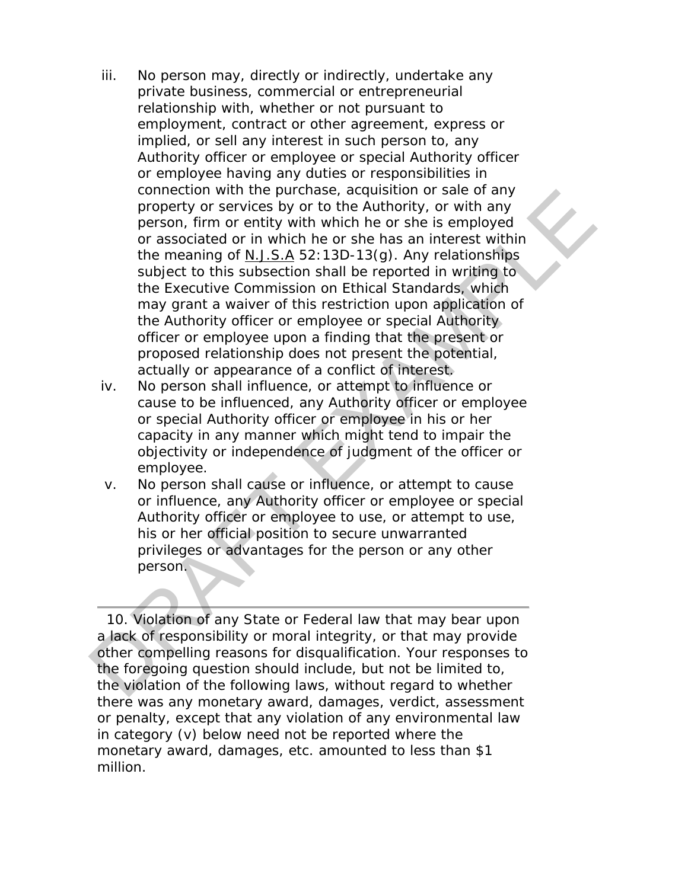iii. No person may, directly or indirectly, undertake any private business, commercial or entrepreneurial relationship with, whether or not pursuant to employment, contract or other agreement, express or implied, or sell any interest in such person to, any Authority officer or employee or special Authority officer or employee having any duties or responsibilities in connection with the purchase, acquisition or sale of any property or services by or to the Authority, or with any person, firm or entity with which he or she is employed or associated or in which he or she has an interest within the meaning of N.J.S.A 52:13D-13(g). Any relationships subject to this subsection shall be reported in writing to the Executive Commission on Ethical Standards, which may grant a waiver of this restriction upon application of the Authority officer or employee or special Authority officer or employee upon a finding that the present or proposed relationship does not present the potential, actually or appearance of a conflict of interest.

iv. No person shall influence, or attempt to influence or cause to be influenced, any Authority officer or employee or special Authority officer or employee in his or her capacity in any manner which might tend to impair the objectivity or independence of judgment of the officer or employee.

v. No person shall cause or influence, or attempt to cause or influence, any Authority officer or employee or special Authority officer or employee to use, or attempt to use, his or her official position to secure unwarranted privileges or advantages for the person or any other person.

---

10. Violation of any State or Federal law that may bear upon a lack of responsibility or moral integrity, or that may provide other compelling reasons for disqualification. Your responses to the foregoing question should include, but not be limited to, the violation of the following laws, without regard to whether there was any monetary award, damages, verdict, assessment or penalty, except that any violation of any environmental law in category (v) below need not be reported where the monetary award, damages, etc. amounted to less than $1 million.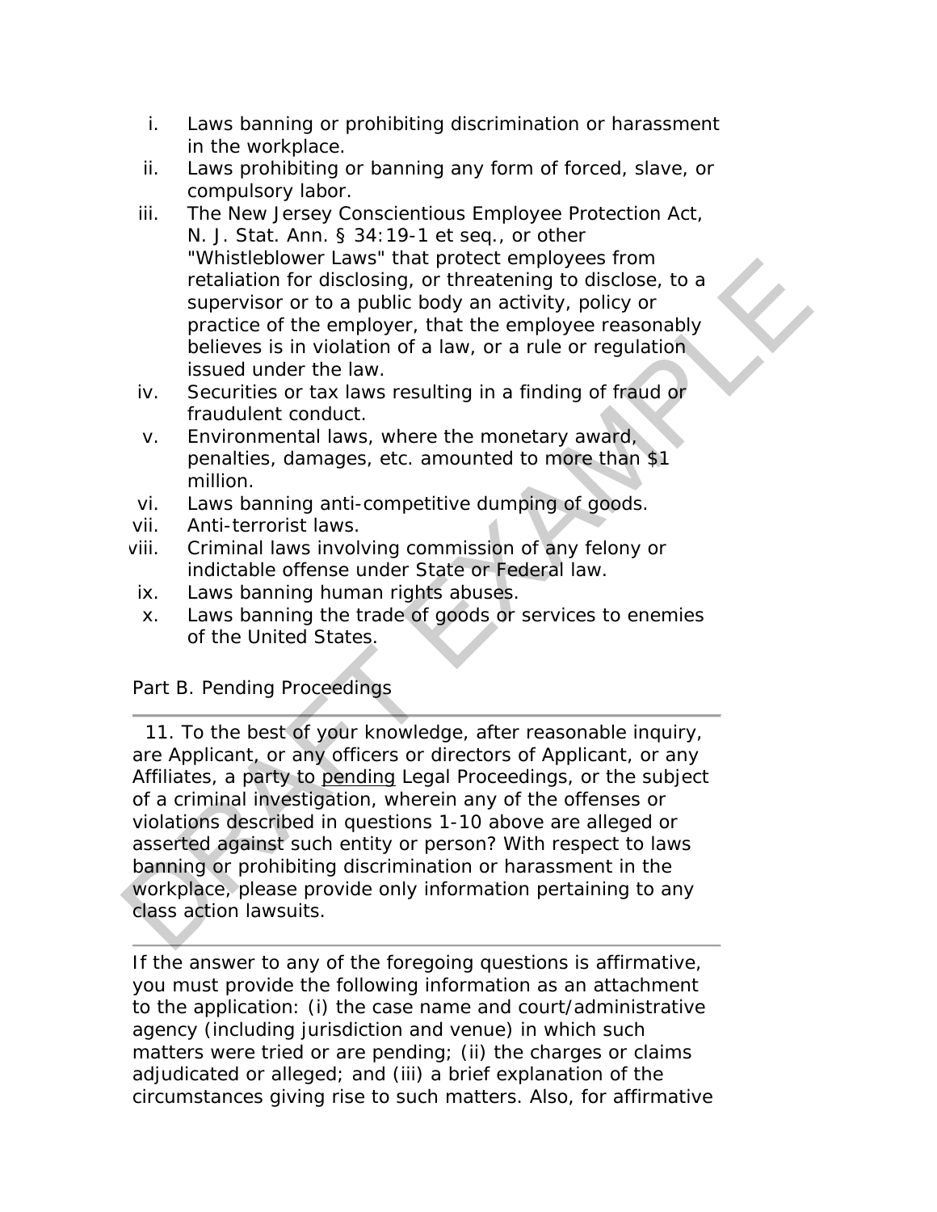i. Laws banning or prohibiting discrimination or harassment in the workplace.
ii. Laws prohibiting or banning any form of forced, slave, or compulsory labor.
iii. The New Jersey Conscientious Employee Protection Act, N. J. Stat. Ann. § 34:19-1 et seq., or other "Whistleblower Laws" that protect employees from retaliation for disclosing, or threatening to disclose, to a supervisor or to a public body an activity, policy or practice of the employer, that the employee reasonably believes is in violation of a law, or a rule or regulation issued under the law.
iv. Securities or tax laws resulting in a finding of fraud or fraudulent conduct.
v. Environmental laws, where the monetary award, penalties, damages, etc. amounted to more than $1 million.
vi. Laws banning anti-competitive dumping of goods.
vii. Anti-terrorist laws.
viii. Criminal laws involving commission of any felony or indictable offense under State or Federal law.
ix. Laws banning human rights abuses.
x. Laws banning the trade of goods or services to enemies of the United States.

Part B. Pending Proceedings

---

11. To the best of your knowledge, after reasonable inquiry, are Applicant, or any officers or directors of Applicant, or any Affiliates, a party to pending Legal Proceedings, or the subject of a criminal investigation, wherein any of the offenses or violations described in questions 1-10 above are alleged or asserted against such entity or person? With respect to laws banning or prohibiting discrimination or harassment in the workplace, please provide only information pertaining to any class action lawsuits.

---

If the answer to any of the foregoing questions is affirmative, you must provide the following information as an attachment to the application: (i) the case name and court/administrative agency (including jurisdiction and venue) in which such matters were tried or are pending; (ii) the charges or claims adjudicated or alleged; and (iii) a brief explanation of the circumstances giving rise to such matters. Also, for affirmative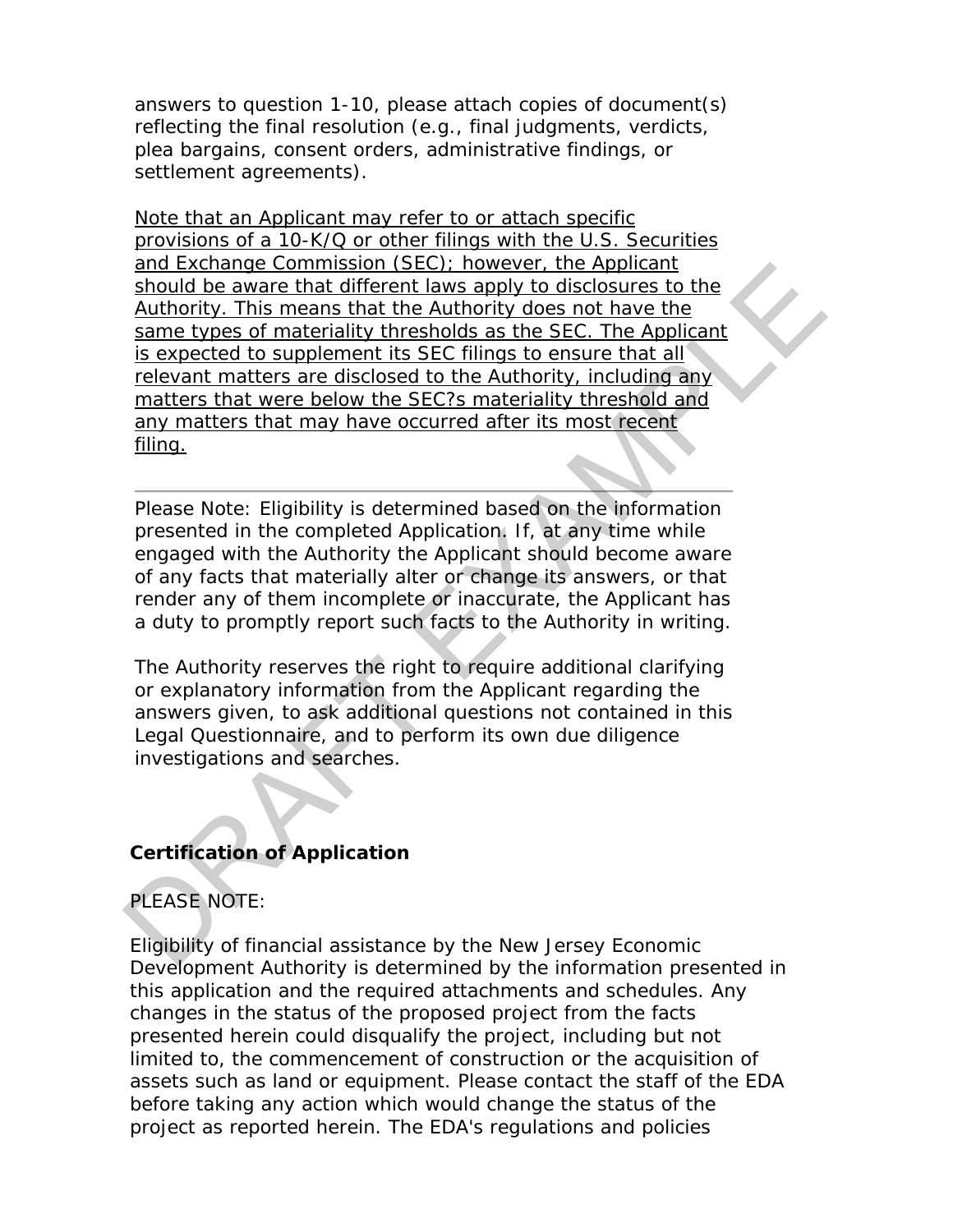answers to question 1-10, please attach copies of document(s) reflecting the final resolution (e.g., final judgments, verdicts, plea bargains, consent orders, administrative findings, or settlement agreements).

<u>Note that an Applicant may refer to or attach specific provisions of a 10-K/Q or other filings with the U.S. Securities and Exchange Commission (SEC); however, the Applicant should be aware that different laws apply to disclosures to the Authority. This means that the Authority does not have the same types of materiality thresholds as the SEC. The Applicant is expected to supplement its SEC filings to ensure that all relevant matters are disclosed to the Authority, including any matters that were below the SEC?s materiality threshold and any matters that may have occurred after its most recent filing.</u>

---

Please Note: Eligibility is determined based on the information presented in the completed Application. If, at any time while engaged with the Authority the Applicant should become aware of any facts that materially alter or change its answers, or that render any of them incomplete or inaccurate, the Applicant has a duty to promptly report such facts to the Authority in writing.

The Authority reserves the right to require additional clarifying or explanatory information from the Applicant regarding the answers given, to ask additional questions not contained in this Legal Questionnaire, and to perform its own due diligence investigations and searches.

**Certification of Application**

PLEASE NOTE:

Eligibility of financial assistance by the New Jersey Economic Development Authority is determined by the information presented in this application and the required attachments and schedules. Any changes in the status of the proposed project from the facts presented herein could disqualify the project, including but not limited to, the commencement of construction or the acquisition of assets such as land or equipment. Please contact the staff of the EDA before taking any action which would change the status of the project as reported herein. The EDA's regulations and policies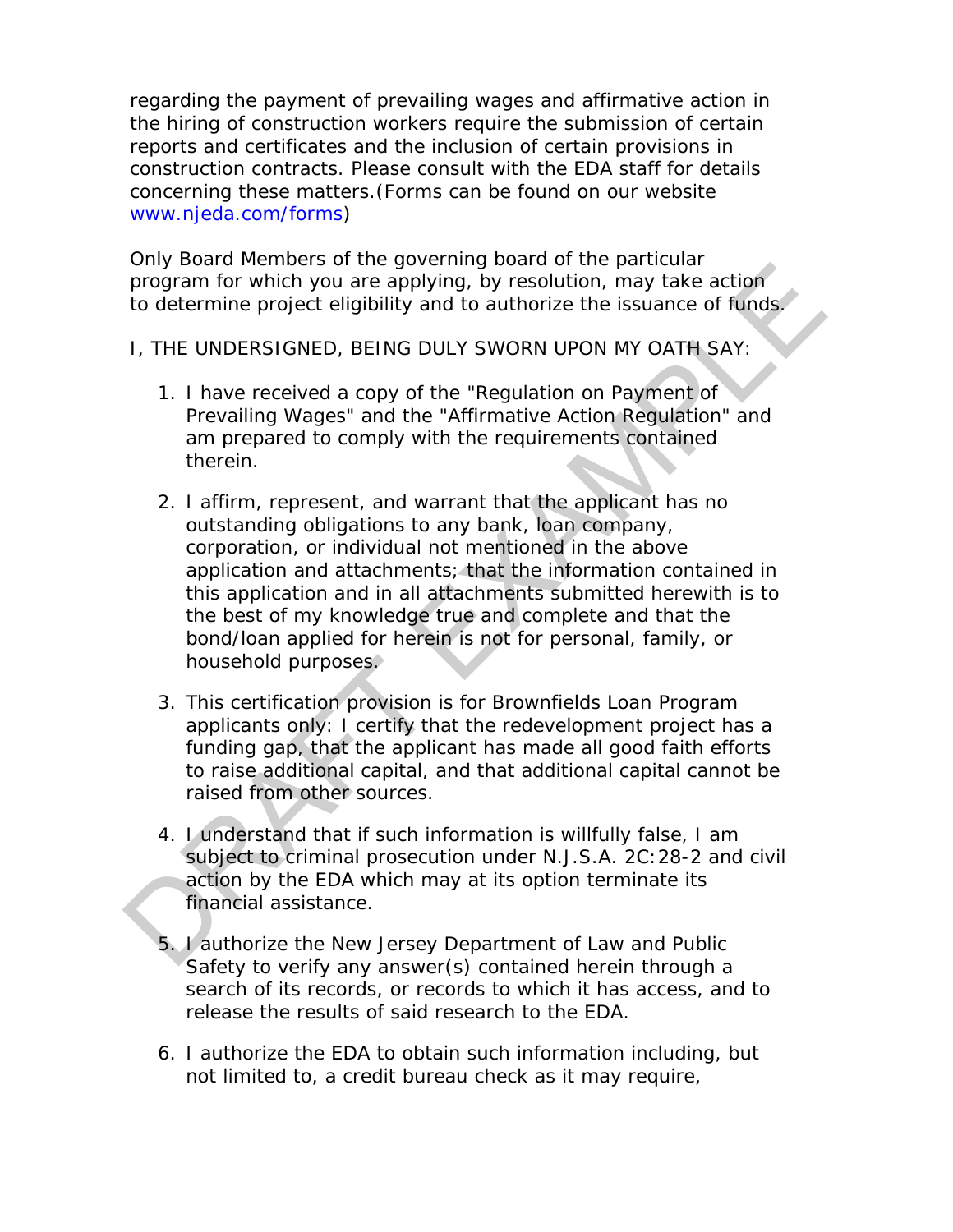regarding the payment of prevailing wages and affirmative action in the hiring of construction workers require the submission of certain reports and certificates and the inclusion of certain provisions in construction contracts. Please consult with the EDA staff for details concerning these matters.(Forms can be found on our website www.njeda.com/forms)

Only Board Members of the governing board of the particular program for which you are applying, by resolution, may take action to determine project eligibility and to authorize the issuance of funds.

I, THE UNDERSIGNED, BEING DULY SWORN UPON MY OATH SAY:

1. I have received a copy of the "Regulation on Payment of Prevailing Wages" and the "Affirmative Action Regulation" and am prepared to comply with the requirements contained therein.

2. I affirm, represent, and warrant that the applicant has no outstanding obligations to any bank, loan company, corporation, or individual not mentioned in the above application and attachments; that the information contained in this application and in all attachments submitted herewith is to the best of my knowledge true and complete and that the bond/loan applied for herein is not for personal, family, or household purposes.

3. This certification provision is for Brownfields Loan Program applicants only: I certify that the redevelopment project has a funding gap, that the applicant has made all good faith efforts to raise additional capital, and that additional capital cannot be raised from other sources.

4. I understand that if such information is willfully false, I am subject to criminal prosecution under N.J.S.A. 2C:28-2 and civil action by the EDA which may at its option terminate its financial assistance.

5. I authorize the New Jersey Department of Law and Public Safety to verify any answer(s) contained herein through a search of its records, or records to which it has access, and to release the results of said research to the EDA.

6. I authorize the EDA to obtain such information including, but not limited to, a credit bureau check as it may require,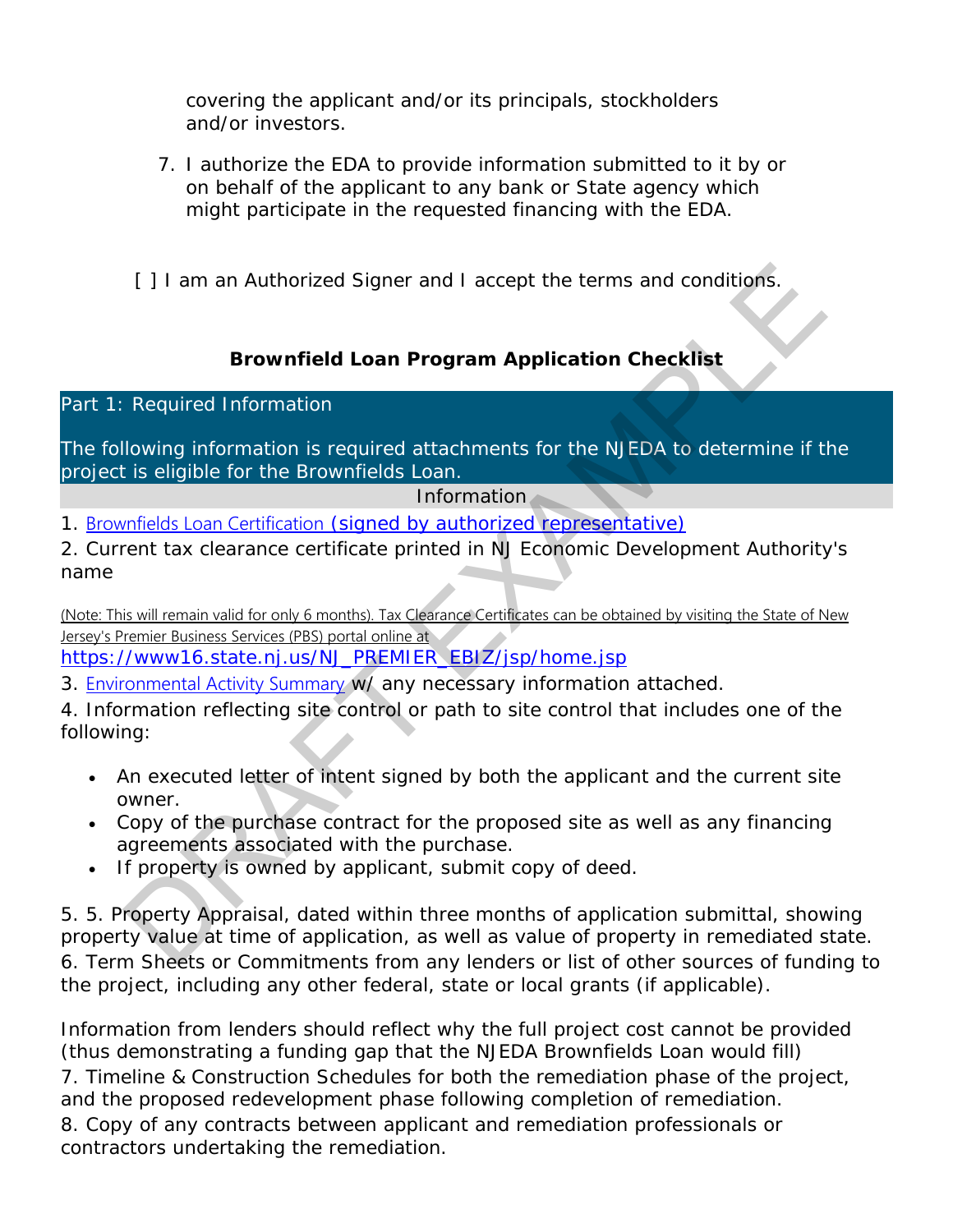covering the applicant and/or its principals, stockholders and/or investors.

7. I authorize the EDA to provide information submitted to it by or on behalf of the applicant to any bank or State agency which might participate in the requested financing with the EDA.

[ ] I am an Authorized Signer and I accept the terms and conditions.

## Brownfield Loan Program Application Checklist

### Part 1: Required Information

The following information is required attachments for the NJEDA to determine if the project is eligible for the Brownfields Loan.

**Information**

1. Brownfields Loan Certification (signed by authorized representative)

2. Current tax clearance certificate printed in NJ Economic Development Authority's name

(Note: This will remain valid for only 6 months). Tax Clearance Certificates can be obtained by visiting the State of New Jersey's Premier Business Services (PBS) portal online at https://www16.state.nj.us/NJ_PREMIER_EBIZ/jsp/home.jsp

3. Environmental Activity Summary w/ any necessary information attached.

4. Information reflecting site control or path to site control that includes one of the following:

- An executed letter of intent signed by both the applicant and the current site owner.
- Copy of the purchase contract for the proposed site as well as any financing agreements associated with the purchase.
- If property is owned by applicant, submit copy of deed.

5. 5. Property Appraisal, dated within three months of application submittal, showing property value at time of application, as well as value of property in remediated state.

6. Term Sheets or Commitments from any lenders or list of other sources of funding to the project, including any other federal, state or local grants (if applicable).

Information from lenders should reflect why the full project cost cannot be provided (thus demonstrating a funding gap that the NJEDA Brownfields Loan would fill)

7. Timeline & Construction Schedules for both the remediation phase of the project, and the proposed redevelopment phase following completion of remediation.

8. Copy of any contracts between applicant and remediation professionals or contractors undertaking the remediation.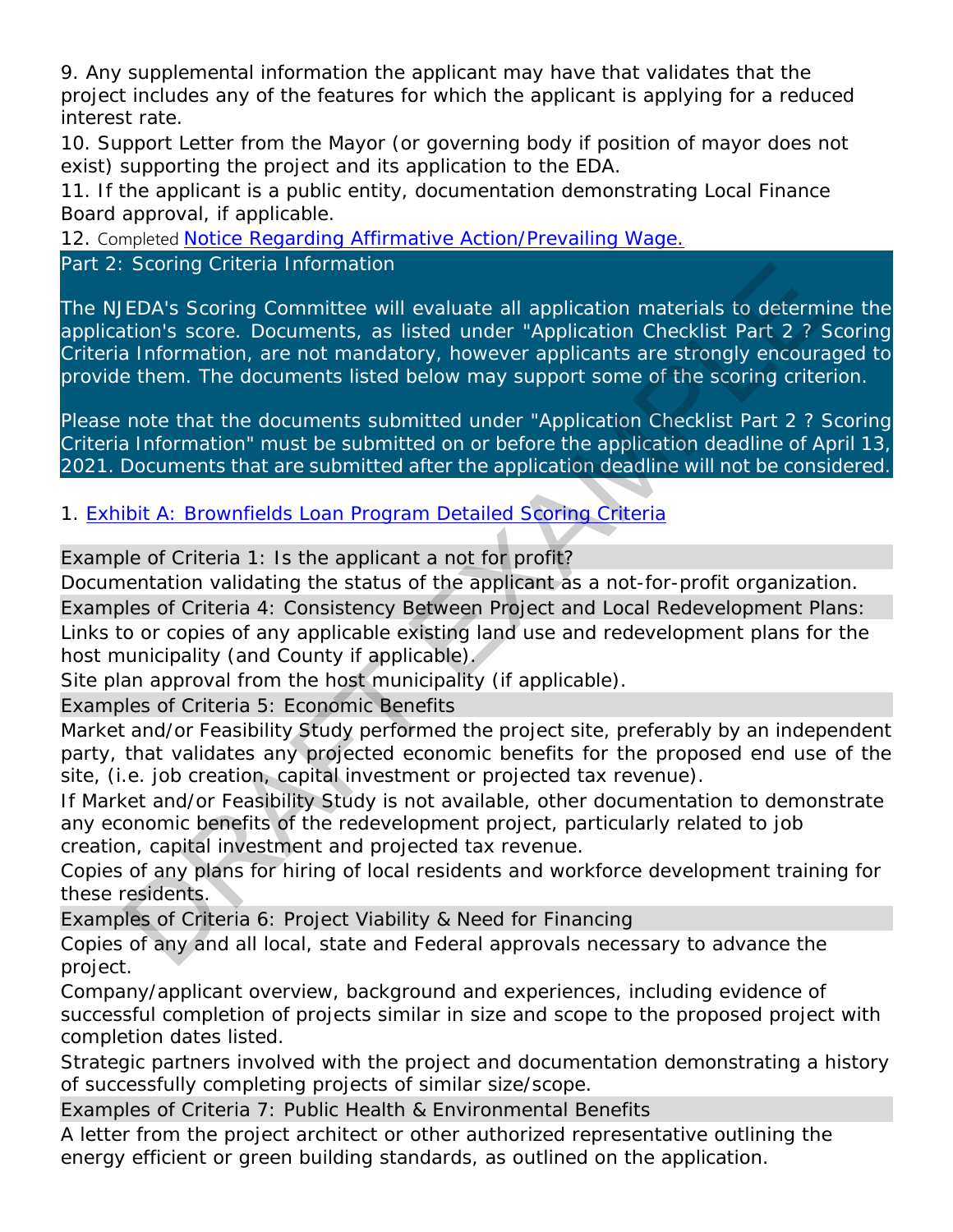9. Any supplemental information the applicant may have that validates that the project includes any of the features for which the applicant is applying for a reduced interest rate.

10. Support Letter from the Mayor (or governing body if position of mayor does not exist) supporting the project and its application to the EDA.

11. If the applicant is a public entity, documentation demonstrating Local Finance Board approval, if applicable.

12. Completed Notice Regarding Affirmative Action/Prevailing Wage.

## Part 2: Scoring Criteria Information

The NJEDA's Scoring Committee will evaluate all application materials to determine the application's score. Documents, as listed under "Application Checklist Part 2 ? Scoring Criteria Information, are not mandatory, however applicants are strongly encouraged to provide them. The documents listed below may support some of the scoring criterion.

Please note that the documents submitted under "Application Checklist Part 2 ? Scoring Criteria Information" must be submitted on or before the application deadline of April 13, 2021. Documents that are submitted after the application deadline will not be considered.

1. Exhibit A: Brownfields Loan Program Detailed Scoring Criteria

**Example of Criteria 1: Is the applicant a not for profit?**

Documentation validating the status of the applicant as a not-for-profit organization.

**Examples of Criteria 4: Consistency Between Project and Local Redevelopment Plans:**

Links to or copies of any applicable existing land use and redevelopment plans for the host municipality (and County if applicable).

Site plan approval from the host municipality (if applicable).

**Examples of Criteria 5: Economic Benefits**

Market and/or Feasibility Study performed the project site, preferably by an independent party, that validates any projected economic benefits for the proposed end use of the site, (i.e. job creation, capital investment or projected tax revenue).

If Market and/or Feasibility Study is not available, other documentation to demonstrate any economic benefits of the redevelopment project, particularly related to job creation, capital investment and projected tax revenue.

Copies of any plans for hiring of local residents and workforce development training for these residents.

**Examples of Criteria 6: Project Viability & Need for Financing**

Copies of any and all local, state and Federal approvals necessary to advance the project.

Company/applicant overview, background and experiences, including evidence of successful completion of projects similar in size and scope to the proposed project with completion dates listed.

Strategic partners involved with the project and documentation demonstrating a history of successfully completing projects of similar size/scope.

**Examples of Criteria 7: Public Health & Environmental Benefits**

A letter from the project architect or other authorized representative outlining the energy efficient or green building standards, as outlined on the application.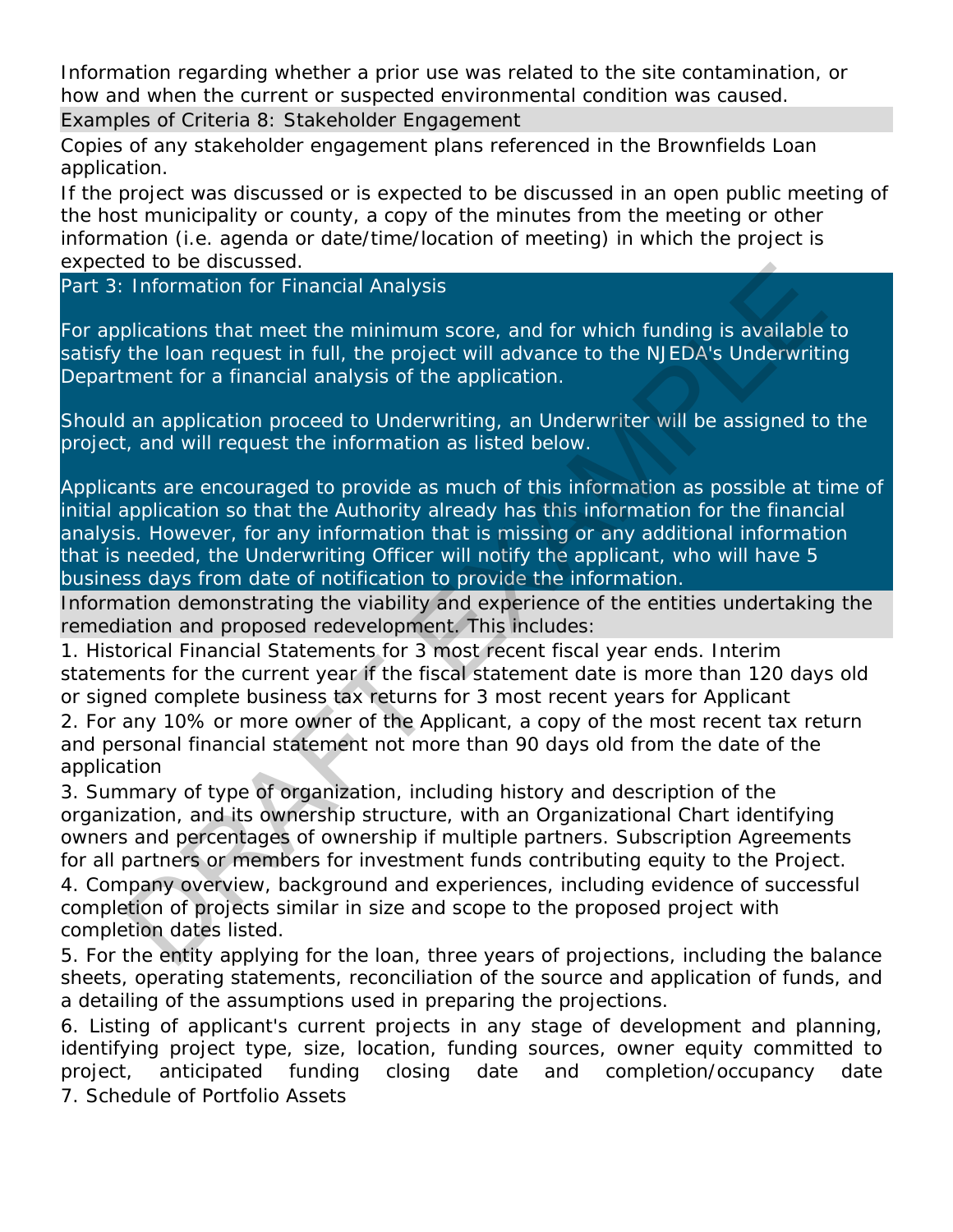Information regarding whether a prior use was related to the site contamination, or how and when the current or suspected environmental condition was caused.

### Examples of Criteria 8: Stakeholder Engagement

Copies of any stakeholder engagement plans referenced in the Brownfields Loan application.

If the project was discussed or is expected to be discussed in an open public meeting of the host municipality or county, a copy of the minutes from the meeting or other information (i.e. agenda or date/time/location of meeting) in which the project is expected to be discussed.

## Part 3: Information for Financial Analysis

For applications that meet the minimum score, and for which funding is available to satisfy the loan request in full, the project will advance to the NJEDA's Underwriting Department for a financial analysis of the application.

Should an application proceed to Underwriting, an Underwriter will be assigned to the project, and will request the information as listed below.

Applicants are encouraged to provide as much of this information as possible at time of initial application so that the Authority already has this information for the financial analysis. However, for any information that is missing or any additional information that is needed, the Underwriting Officer will notify the applicant, who will have 5 business days from date of notification to provide the information.

### Information demonstrating the viability and experience of the entities undertaking the remediation and proposed redevelopment. This includes:

1. Historical Financial Statements for 3 most recent fiscal year ends. Interim statements for the current year if the fiscal statement date is more than 120 days old or signed complete business tax returns for 3 most recent years for Applicant
2. For any 10% or more owner of the Applicant, a copy of the most recent tax return and personal financial statement not more than 90 days old from the date of the application
3. Summary of type of organization, including history and description of the organization, and its ownership structure, with an Organizational Chart identifying owners and percentages of ownership if multiple partners. Subscription Agreements for all partners or members for investment funds contributing equity to the Project.
4. Company overview, background and experiences, including evidence of successful completion of projects similar in size and scope to the proposed project with completion dates listed.
5. For the entity applying for the loan, three years of projections, including the balance sheets, operating statements, reconciliation of the source and application of funds, and a detailing of the assumptions used in preparing the projections.
6. Listing of applicant's current projects in any stage of development and planning, identifying project type, size, location, funding sources, owner equity committed to project, anticipated funding closing date and completion/occupancy date
7. Schedule of Portfolio Assets